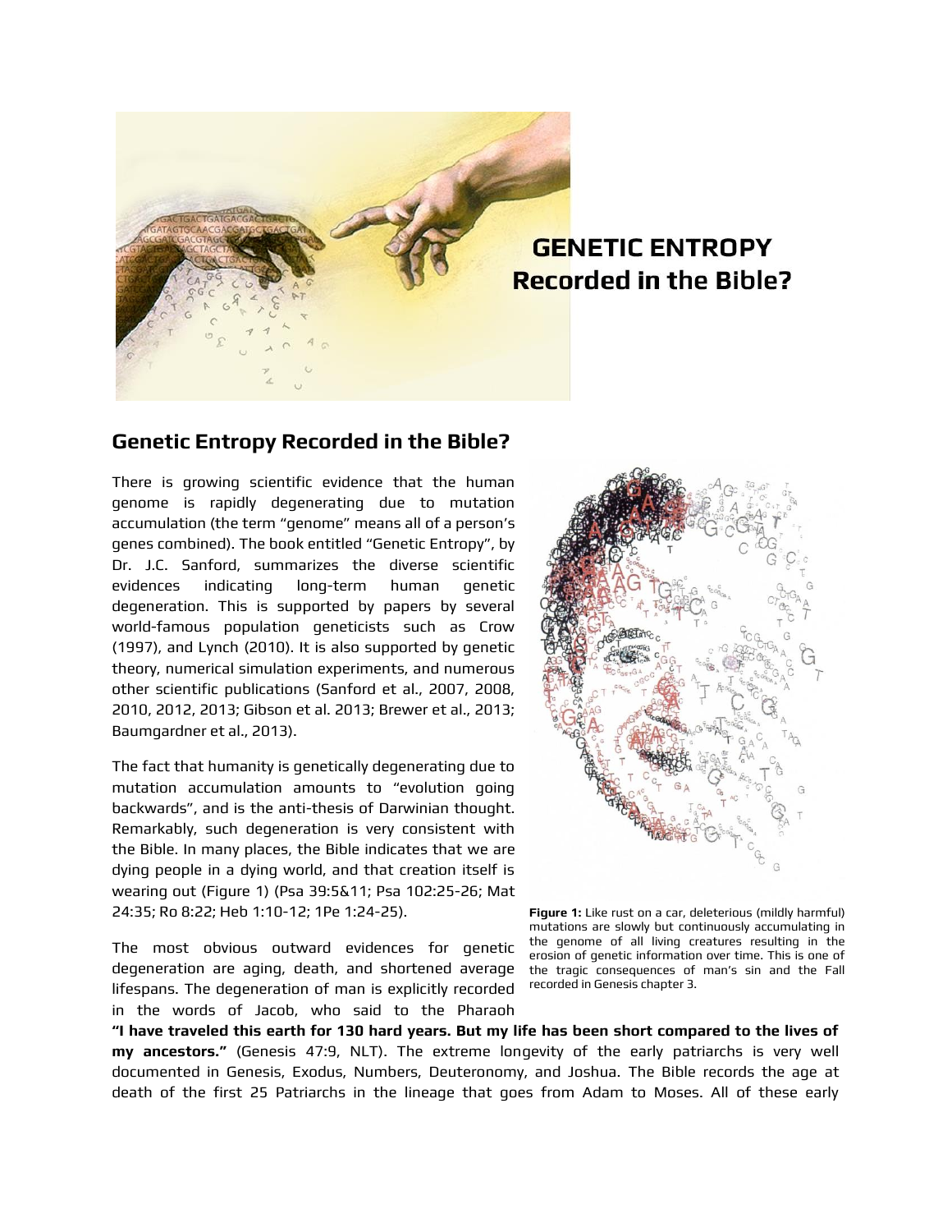# GENETIC ENTROPY Recorded in the Bible?

## Genetic Entropy Recorded in the Bible?

There is growing scientific evidence that the human genome is rapidly degenerating due to mutation accumulation (the term "genome" means all of a person's genes combined). The book entitled "Genetic Entropy", by Dr. J.C. Sanford, summarizes the diverse scientific evidences indicating long-term human genetic degeneration. This is supported by papers by several world-famous population geneticists such as Crow (1997), and Lynch (2010). It is also supported by genetic theory, numerical simulation experiments, and numerous other scientific publications (Sanford et al., 2007, 2008, 2010, 2012, 2013; Gibson et al. 2013; Brewer et al., 2013; Baumgardner et al., 2013).

The fact that humanity is genetically degenerating due to mutation accumulation amounts to "evolution going backwards", and is the anti-thesis of Darwinian thought. Remarkably, such degeneration is very consistent with the Bible. In many places, the Bible indicates that we are dying people in a dying world, and that creation itself is wearing out (Figure 1) (Psa 39:5&11; Psa 102:25-26; Mat 24:35; Ro 8:22; Heb 1:10-12; 1Pe 1:24-25).

**Figure 1:** Like rust on a car, deleterious (mildly harmful) mutations are slowly but continuously accumulating in the genome of all living creatures resulting in the erosion of genetic information over time. This is one of the tragic consequences of man's sin and the Fall recorded in Genesis chapter 3.

The most obvious outward evidences for genetic degeneration are aging, death, and shortened average lifespans. The degeneration of man is explicitly recorded in the words of Jacob, who said to the Pharaoh **"I have traveled this earth for 130 hard years. But my life has been short compared to the lives of my ancestors."** (Genesis 47:9, NLT). The extreme longevity of the early patriarchs is very well documented in Genesis, Exodus, Numbers, Deuteronomy, and Joshua. The Bible records the age at death of the first 25 Patriarchs in the lineage that goes from Adam to Moses. All of these early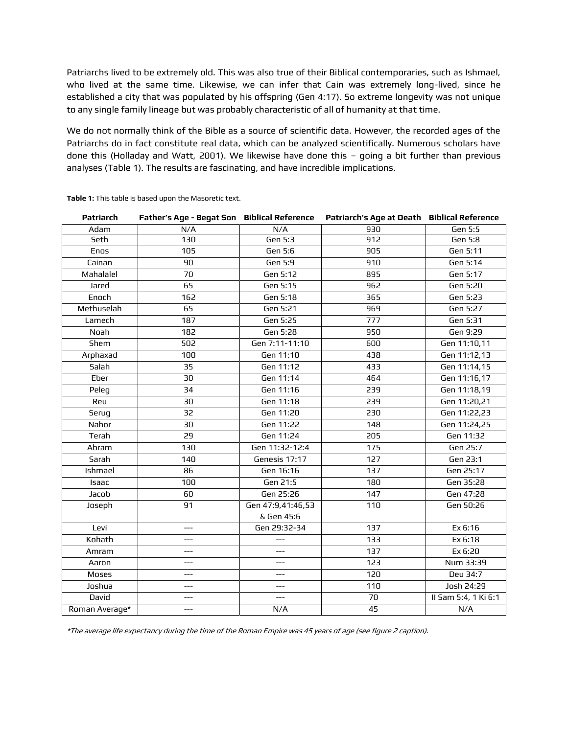Patriarchs lived to be extremely old. This was also true of their Biblical contemporaries, such as Ishmael, who lived at the same time. Likewise, we can infer that Cain was extremely long-lived, since he established a city that was populated by his offspring (Gen 4:17). So extreme longevity was not unique to any single family lineage but was probably characteristic of all of humanity at that time.

We do not normally think of the Bible as a source of scientific data. However, the recorded ages of the Patriarchs do in fact constitute real data, which can be analyzed scientifically. Numerous scholars have done this (Holladay and Watt, 2001). We likewise have done this – going a bit further than previous analyses (Table 1). The results are fascinating, and have incredible implications.

**Table 1:** This table is based upon the Masoretic text.

| Patriarch | Father's Age - Begat Son | Biblical Reference | Patriarch's Age at Death | Biblical Reference |
|---|---|---|---|---|
| Adam | N/A | N/A | 930 | Gen 5:5 |
| Seth | 130 | Gen 5:3 | 912 | Gen 5:8 |
| Enos | 105 | Gen 5:6 | 905 | Gen 5:11 |
| Cainan | 90 | Gen 5:9 | 910 | Gen 5:14 |
| Mahalalel | 70 | Gen 5:12 | 895 | Gen 5:17 |
| Jared | 65 | Gen 5:15 | 962 | Gen 5:20 |
| Enoch | 162 | Gen 5:18 | 365 | Gen 5:23 |
| Methuselah | 65 | Gen 5:21 | 969 | Gen 5:27 |
| Lamech | 187 | Gen 5:25 | 777 | Gen 5:31 |
| Noah | 182 | Gen 5:28 | 950 | Gen 9:29 |
| Shem | 502 | Gen 7:11-11:10 | 600 | Gen 11:10,11 |
| Arphaxad | 100 | Gen 11:10 | 438 | Gen 11:12,13 |
| Salah | 35 | Gen 11:12 | 433 | Gen 11:14,15 |
| Eber | 30 | Gen 11:14 | 464 | Gen 11:16,17 |
| Peleg | 34 | Gen 11:16 | 239 | Gen 11:18,19 |
| Reu | 30 | Gen 11:18 | 239 | Gen 11:20,21 |
| Serug | 32 | Gen 11:20 | 230 | Gen 11:22,23 |
| Nahor | 30 | Gen 11:22 | 148 | Gen 11:24,25 |
| Terah | 29 | Gen 11:24 | 205 | Gen 11:32 |
| Abram | 130 | Gen 11:32-12:4 | 175 | Gen 25:7 |
| Sarah | 140 | Genesis 17:17 | 127 | Gen 23:1 |
| Ishmael | 86 | Gen 16:16 | 137 | Gen 25:17 |
| Isaac | 100 | Gen 21:5 | 180 | Gen 35:28 |
| Jacob | 60 | Gen 25:26 | 147 | Gen 47:28 |
| Joseph | 91 | Gen 47:9,41:46,53 & Gen 45:6 | 110 | Gen 50:26 |
| Levi | --- | Gen 29:32-34 | 137 | Ex 6:16 |
| Kohath | --- | --- | 133 | Ex 6:18 |
| Amram | --- | --- | 137 | Ex 6:20 |
| Aaron | --- | --- | 123 | Num 33:39 |
| Moses | --- | --- | 120 | Deu 34:7 |
| Joshua | --- | --- | 110 | Josh 24:29 |
| David | --- | --- | 70 | II Sam 5:4, 1 Ki 6:1 |
| Roman Average* | --- | N/A | 45 | N/A |

*\*The average life expectancy during the time of the Roman Empire was 45 years of age (see figure 2 caption).*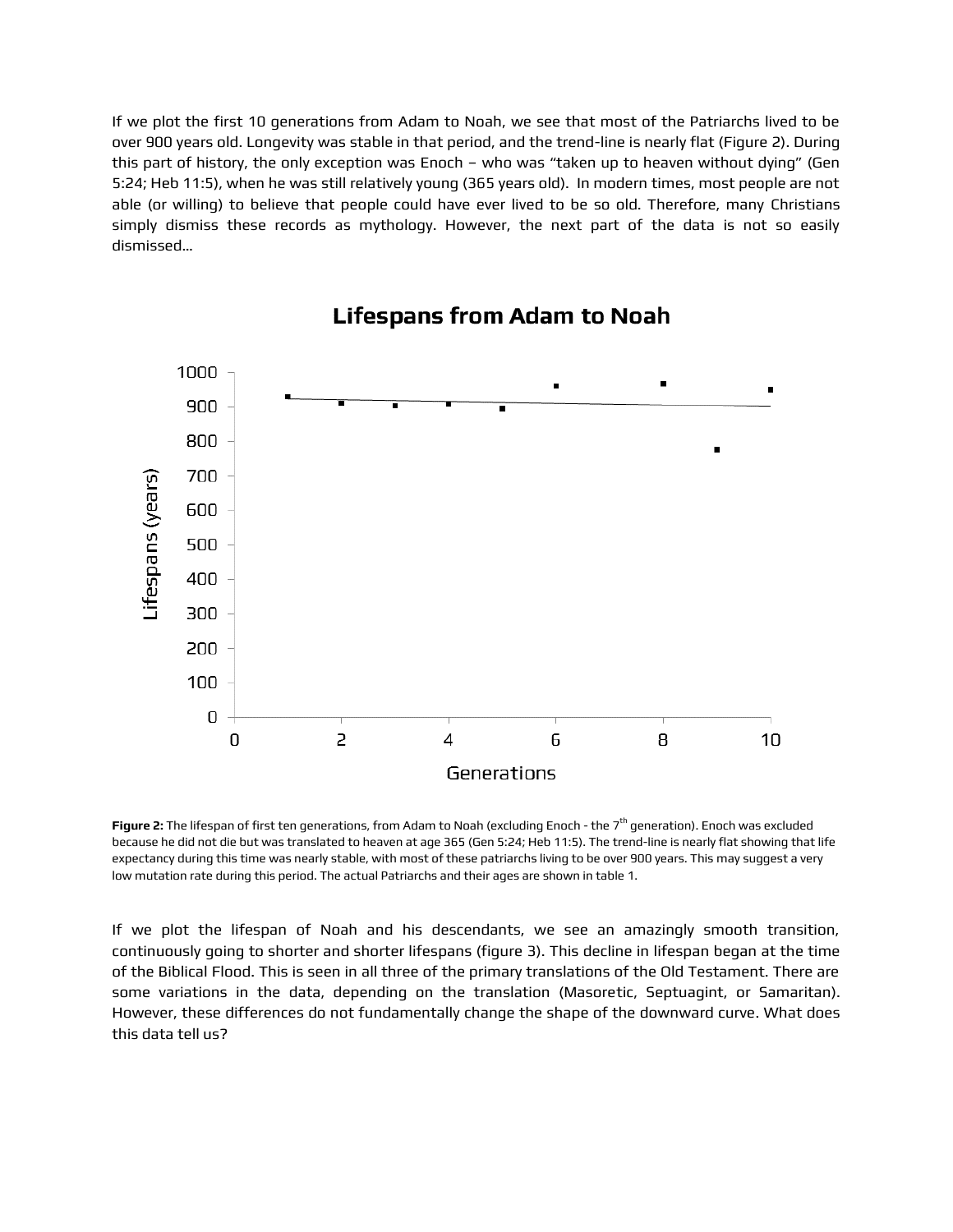If we plot the first 10 generations from Adam to Noah, we see that most of the Patriarchs lived to be over 900 years old. Longevity was stable in that period, and the trend-line is nearly flat (Figure 2). During this part of history, the only exception was Enoch – who was "taken up to heaven without dying" (Gen 5:24; Heb 11:5), when he was still relatively young (365 years old). In modern times, most people are not able (or willing) to believe that people could have ever lived to be so old. Therefore, many Christians simply dismiss these records as mythology. However, the next part of the data is not so easily dismissed…

**Figure 2:** The lifespan of first ten generations, from Adam to Noah (excluding Enoch - the 7th generation). Enoch was excluded because he did not die but was translated to heaven at age 365 (Gen 5:24; Heb 11:5). The trend-line is nearly flat showing that life expectancy during this time was nearly stable, with most of these patriarchs living to be over 900 years. This may suggest a very low mutation rate during this period. The actual Patriarchs and their ages are shown in table 1.

If we plot the lifespan of Noah and his descendants, we see an amazingly smooth transition, continuously going to shorter and shorter lifespans (figure 3). This decline in lifespan began at the time of the Biblical Flood. This is seen in all three of the primary translations of the Old Testament. There are some variations in the data, depending on the translation (Masoretic, Septuagint, or Samaritan). However, these differences do not fundamentally change the shape of the downward curve. What does this data tell us?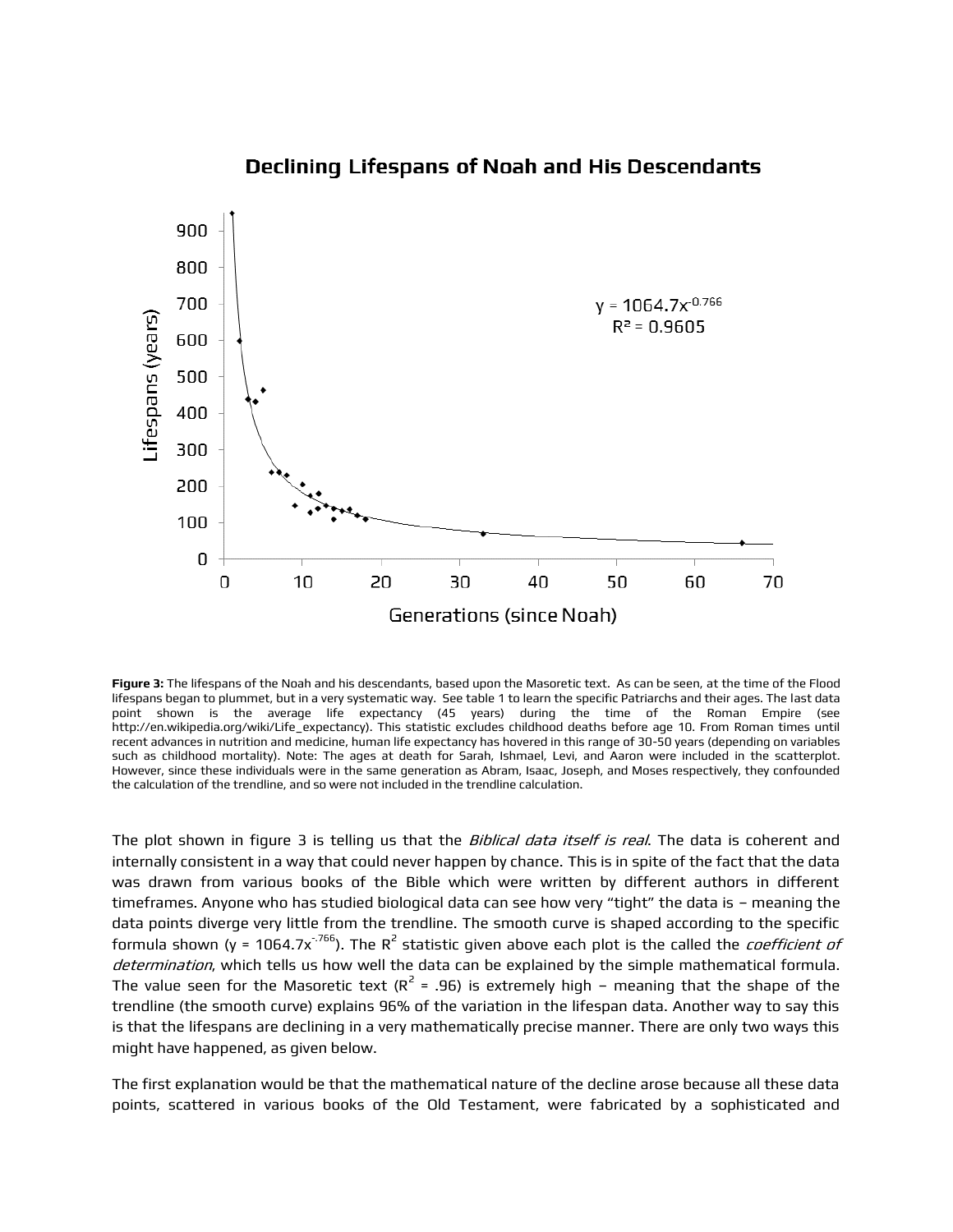**Figure 3:** The lifespans of the Noah and his descendants, based upon the Masoretic text. As can be seen, at the time of the Flood lifespans began to plummet, but in a very systematic way. See table 1 to learn the specific Patriarchs and their ages. The last data point shown is the average life expectancy (45 years) during the time of the Roman Empire (see http://en.wikipedia.org/wiki/Life_expectancy). This statistic excludes childhood deaths before age 10. From Roman times until recent advances in nutrition and medicine, human life expectancy has hovered in this range of 30-50 years (depending on variables such as childhood mortality). Note: The ages at death for Sarah, Ishmael, Levi, and Aaron were included in the scatterplot. However, since these individuals were in the same generation as Abram, Isaac, Joseph, and Moses respectively, they confounded the calculation of the trendline, and so were not included in the trendline calculation.

The plot shown in figure 3 is telling us that the *Biblical data itself is real*. The data is coherent and internally consistent in a way that could never happen by chance. This is in spite of the fact that the data was drawn from various books of the Bible which were written by different authors in different timeframes. Anyone who has studied biological data can see how very "tight" the data is – meaning the data points diverge very little from the trendline. The smooth curve is shaped according to the specific formula shown ($y = 1064.7x^{-.766}$). The $R^2$ statistic given above each plot is the called the *coefficient of determination*, which tells us how well the data can be explained by the simple mathematical formula. The value seen for the Masoretic text ($R^2 = .96$) is extremely high – meaning that the shape of the trendline (the smooth curve) explains 96% of the variation in the lifespan data. Another way to say this is that the lifespans are declining in a very mathematically precise manner. There are only two ways this might have happened, as given below.

The first explanation would be that the mathematical nature of the decline arose because all these data points, scattered in various books of the Old Testament, were fabricated by a sophisticated and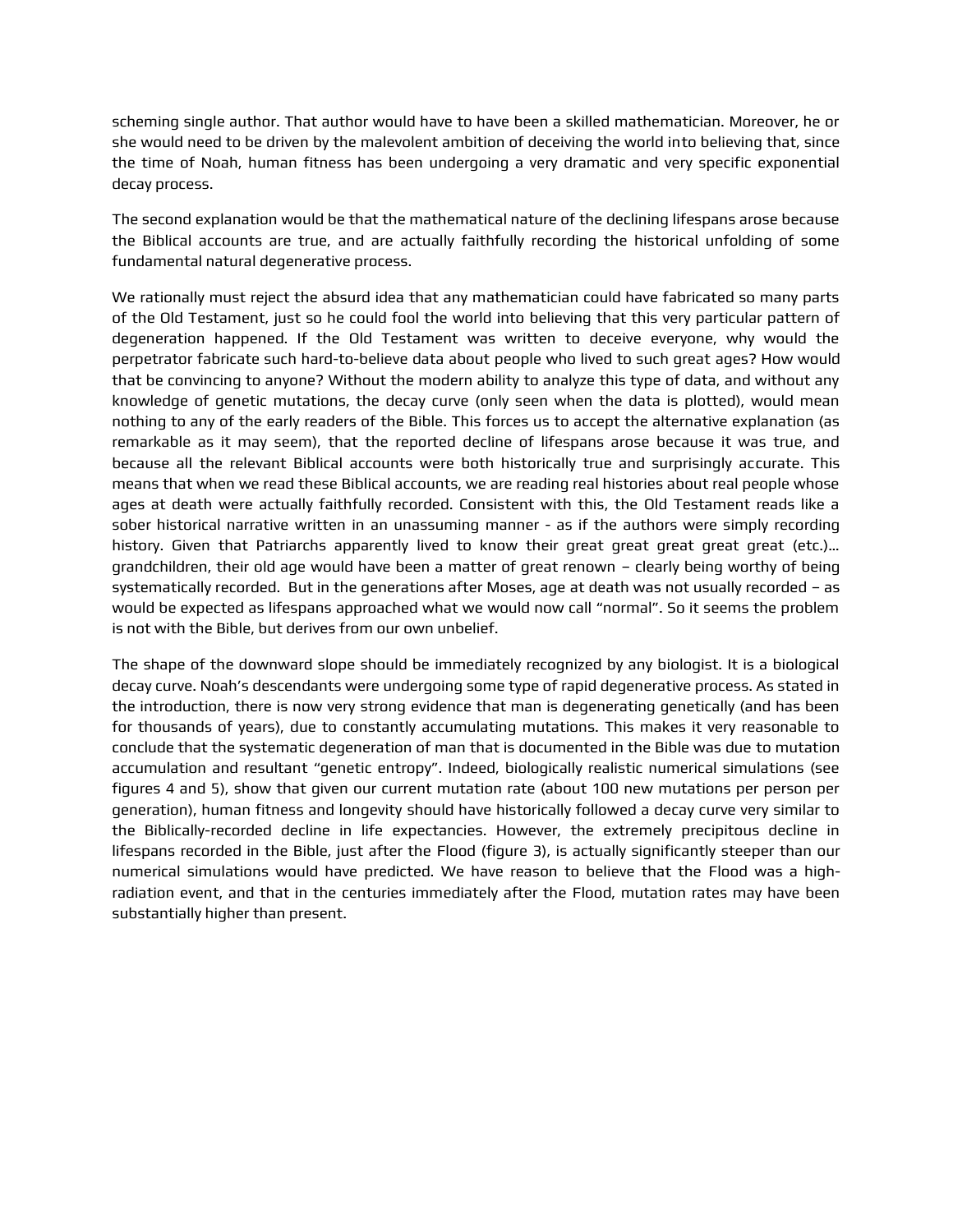scheming single author. That author would have to have been a skilled mathematician. Moreover, he or she would need to be driven by the malevolent ambition of deceiving the world into believing that, since the time of Noah, human fitness has been undergoing a very dramatic and very specific exponential decay process.

The second explanation would be that the mathematical nature of the declining lifespans arose because the Biblical accounts are true, and are actually faithfully recording the historical unfolding of some fundamental natural degenerative process.

We rationally must reject the absurd idea that any mathematician could have fabricated so many parts of the Old Testament, just so he could fool the world into believing that this very particular pattern of degeneration happened. If the Old Testament was written to deceive everyone, why would the perpetrator fabricate such hard-to-believe data about people who lived to such great ages? How would that be convincing to anyone? Without the modern ability to analyze this type of data, and without any knowledge of genetic mutations, the decay curve (only seen when the data is plotted), would mean nothing to any of the early readers of the Bible. This forces us to accept the alternative explanation (as remarkable as it may seem), that the reported decline of lifespans arose because it was true, and because all the relevant Biblical accounts were both historically true and surprisingly accurate. This means that when we read these Biblical accounts, we are reading real histories about real people whose ages at death were actually faithfully recorded. Consistent with this, the Old Testament reads like a sober historical narrative written in an unassuming manner - as if the authors were simply recording history. Given that Patriarchs apparently lived to know their great great great great great (etc.)… grandchildren, their old age would have been a matter of great renown – clearly being worthy of being systematically recorded. But in the generations after Moses, age at death was not usually recorded – as would be expected as lifespans approached what we would now call "normal". So it seems the problem is not with the Bible, but derives from our own unbelief.

The shape of the downward slope should be immediately recognized by any biologist. It is a biological decay curve. Noah's descendants were undergoing some type of rapid degenerative process. As stated in the introduction, there is now very strong evidence that man is degenerating genetically (and has been for thousands of years), due to constantly accumulating mutations. This makes it very reasonable to conclude that the systematic degeneration of man that is documented in the Bible was due to mutation accumulation and resultant "genetic entropy". Indeed, biologically realistic numerical simulations (see figures 4 and 5), show that given our current mutation rate (about 100 new mutations per person per generation), human fitness and longevity should have historically followed a decay curve very similar to the Biblically-recorded decline in life expectancies. However, the extremely precipitous decline in lifespans recorded in the Bible, just after the Flood (figure 3), is actually significantly steeper than our numerical simulations would have predicted. We have reason to believe that the Flood was a high-radiation event, and that in the centuries immediately after the Flood, mutation rates may have been substantially higher than present.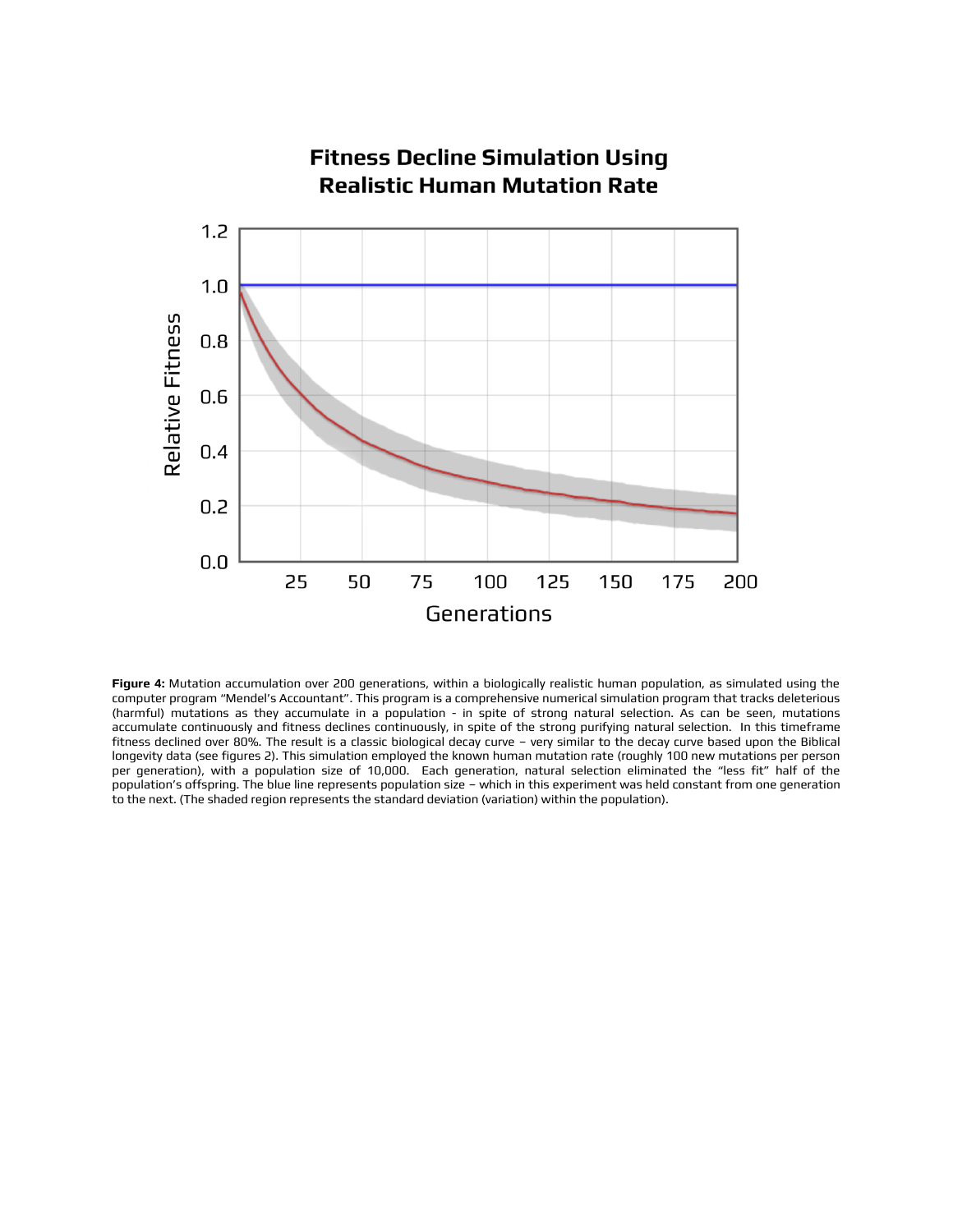**Figure 4:** Mutation accumulation over 200 generations, within a biologically realistic human population, as simulated using the computer program "Mendel's Accountant". This program is a comprehensive numerical simulation program that tracks deleterious (harmful) mutations as they accumulate in a population - in spite of strong natural selection. As can be seen, mutations accumulate continuously and fitness declines continuously, in spite of the strong purifying natural selection. In this timeframe fitness declined over 80%. The result is a classic biological decay curve – very similar to the decay curve based upon the Biblical longevity data (see figures 2). This simulation employed the known human mutation rate (roughly 100 new mutations per person per generation), with a population size of 10,000. Each generation, natural selection eliminated the "less fit" half of the population's offspring. The blue line represents population size – which in this experiment was held constant from one generation to the next. (The shaded region represents the standard deviation (variation) within the population).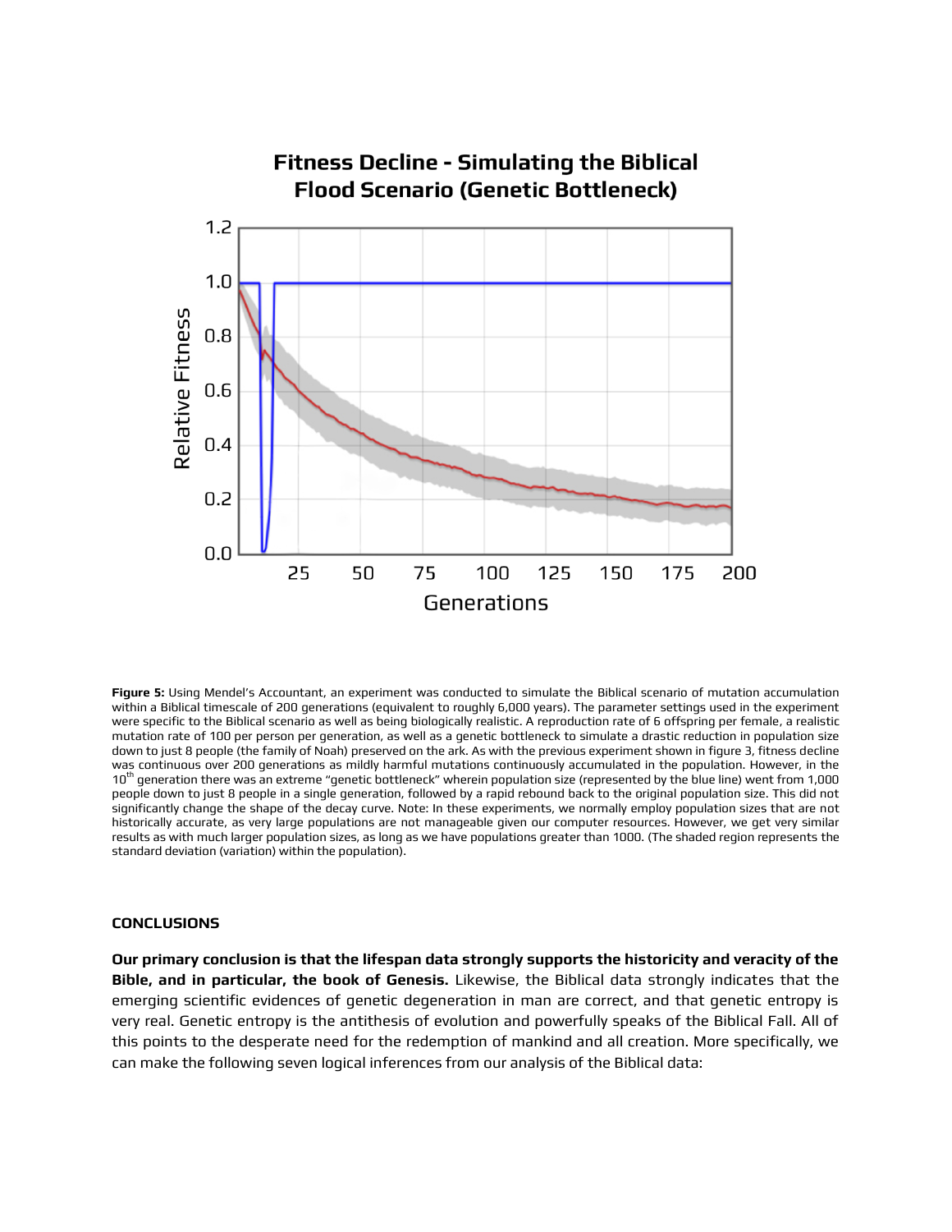**Figure 5:** Using Mendel's Accountant, an experiment was conducted to simulate the Biblical scenario of mutation accumulation within a Biblical timescale of 200 generations (equivalent to roughly 6,000 years). The parameter settings used in the experiment were specific to the Biblical scenario as well as being biologically realistic. A reproduction rate of 6 offspring per female, a realistic mutation rate of 100 per person per generation, as well as a genetic bottleneck to simulate a drastic reduction in population size down to just 8 people (the family of Noah) preserved on the ark. As with the previous experiment shown in figure 3, fitness decline was continuous over 200 generations as mildly harmful mutations continuously accumulated in the population. However, in the $10^{th}$ generation there was an extreme "genetic bottleneck" wherein population size (represented by the blue line) went from 1,000 people down to just 8 people in a single generation, followed by a rapid rebound back to the original population size. This did not significantly change the shape of the decay curve. Note: In these experiments, we normally employ population sizes that are not historically accurate, as very large populations are not manageable given our computer resources. However, we get very similar results as with much larger population sizes, as long as we have populations greater than 1000. (The shaded region represents the standard deviation (variation) within the population).

## CONCLUSIONS

**Our primary conclusion is that the lifespan data strongly supports the historicity and veracity of the Bible, and in particular, the book of Genesis.** Likewise, the Biblical data strongly indicates that the emerging scientific evidences of genetic degeneration in man are correct, and that genetic entropy is very real. Genetic entropy is the antithesis of evolution and powerfully speaks of the Biblical Fall. All of this points to the desperate need for the redemption of mankind and all creation. More specifically, we can make the following seven logical inferences from our analysis of the Biblical data: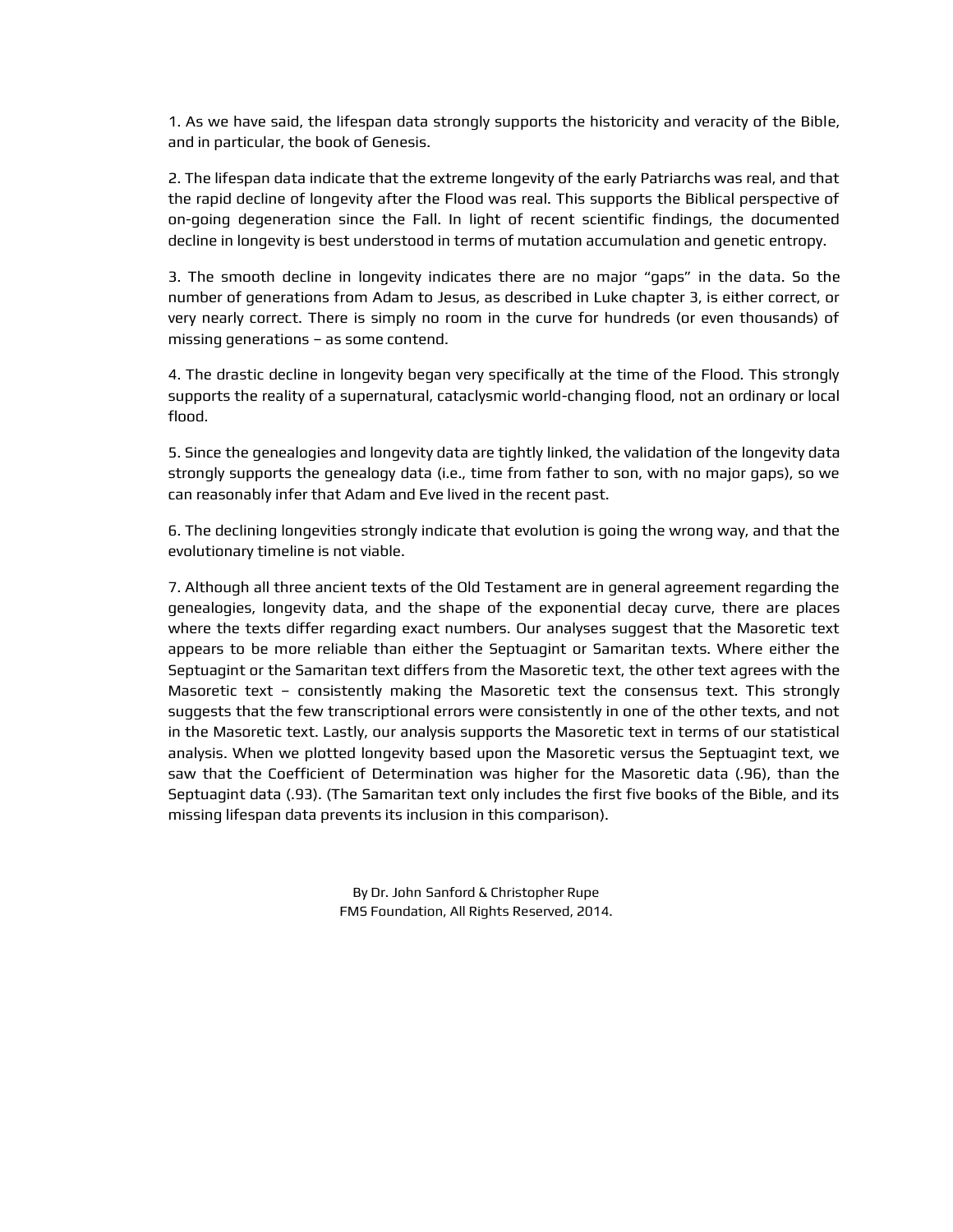1. As we have said, the lifespan data strongly supports the historicity and veracity of the Bible, and in particular, the book of Genesis.

2. The lifespan data indicate that the extreme longevity of the early Patriarchs was real, and that the rapid decline of longevity after the Flood was real. This supports the Biblical perspective of on-going degeneration since the Fall. In light of recent scientific findings, the documented decline in longevity is best understood in terms of mutation accumulation and genetic entropy.

3. The smooth decline in longevity indicates there are no major "gaps" in the data. So the number of generations from Adam to Jesus, as described in Luke chapter 3, is either correct, or very nearly correct. There is simply no room in the curve for hundreds (or even thousands) of missing generations – as some contend.

4. The drastic decline in longevity began very specifically at the time of the Flood. This strongly supports the reality of a supernatural, cataclysmic world-changing flood, not an ordinary or local flood.

5. Since the genealogies and longevity data are tightly linked, the validation of the longevity data strongly supports the genealogy data (i.e., time from father to son, with no major gaps), so we can reasonably infer that Adam and Eve lived in the recent past.

6. The declining longevities strongly indicate that evolution is going the wrong way, and that the evolutionary timeline is not viable.

7. Although all three ancient texts of the Old Testament are in general agreement regarding the genealogies, longevity data, and the shape of the exponential decay curve, there are places where the texts differ regarding exact numbers. Our analyses suggest that the Masoretic text appears to be more reliable than either the Septuagint or Samaritan texts. Where either the Septuagint or the Samaritan text differs from the Masoretic text, the other text agrees with the Masoretic text – consistently making the Masoretic text the consensus text. This strongly suggests that the few transcriptional errors were consistently in one of the other texts, and not in the Masoretic text. Lastly, our analysis supports the Masoretic text in terms of our statistical analysis. When we plotted longevity based upon the Masoretic versus the Septuagint text, we saw that the Coefficient of Determination was higher for the Masoretic data (.96), than the Septuagint data (.93). (The Samaritan text only includes the first five books of the Bible, and its missing lifespan data prevents its inclusion in this comparison).

By Dr. John Sanford & Christopher Rupe
FMS Foundation, All Rights Reserved, 2014.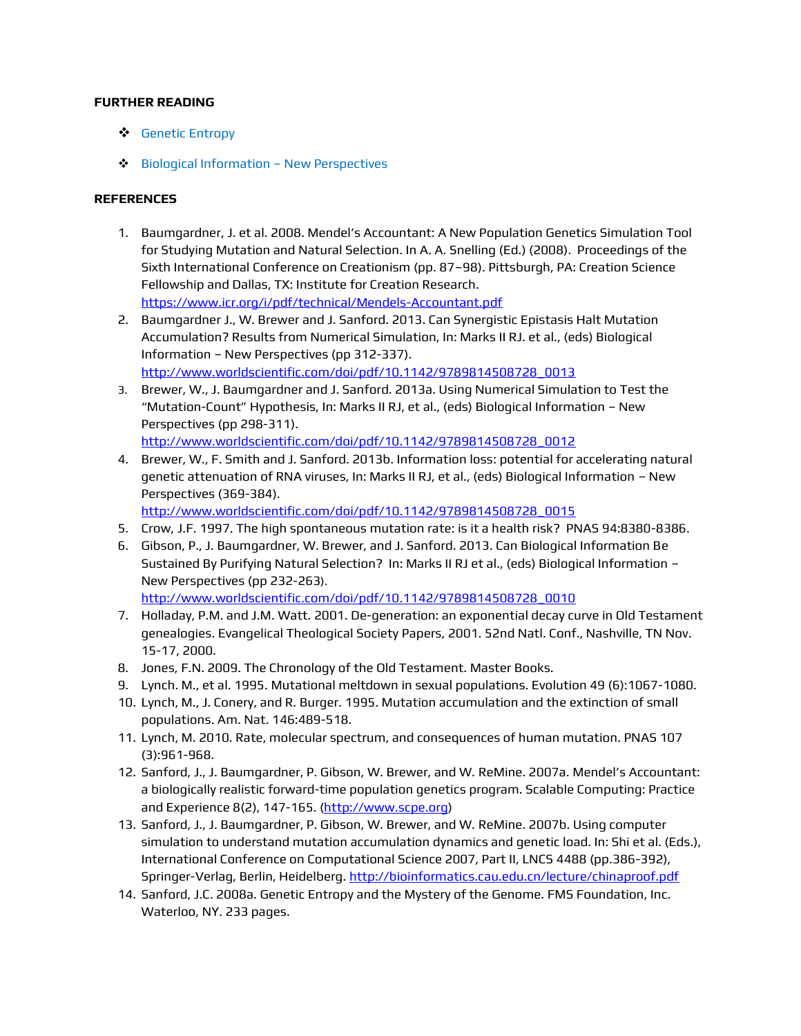**FURTHER READING**

- Genetic Entropy
- Biological Information – New Perspectives

**REFERENCES**

1. Baumgardner, J. et al. 2008. Mendel's Accountant: A New Population Genetics Simulation Tool for Studying Mutation and Natural Selection. In A. A. Snelling (Ed.) (2008). Proceedings of the Sixth International Conference on Creationism (pp. 87–98). Pittsburgh, PA: Creation Science Fellowship and Dallas, TX: Institute for Creation Research. https://www.icr.org/i/pdf/technical/Mendels-Accountant.pdf
2. Baumgardner J., W. Brewer and J. Sanford. 2013. Can Synergistic Epistasis Halt Mutation Accumulation? Results from Numerical Simulation, In: Marks II RJ. et al., (eds) Biological Information – New Perspectives (pp 312-337). http://www.worldscientific.com/doi/pdf/10.1142/9789814508728_0013
3. Brewer, W., J. Baumgardner and J. Sanford. 2013a. Using Numerical Simulation to Test the "Mutation-Count" Hypothesis, In: Marks II RJ, et al., (eds) Biological Information – New Perspectives (pp 298-311). http://www.worldscientific.com/doi/pdf/10.1142/9789814508728_0012
4. Brewer, W., F. Smith and J. Sanford. 2013b. Information loss: potential for accelerating natural genetic attenuation of RNA viruses, In: Marks II RJ, et al., (eds) Biological Information – New Perspectives (369-384). http://www.worldscientific.com/doi/pdf/10.1142/9789814508728_0015
5. Crow, J.F. 1997. The high spontaneous mutation rate: is it a health risk? PNAS 94:8380-8386.
6. Gibson, P., J. Baumgardner, W. Brewer, and J. Sanford. 2013. Can Biological Information Be Sustained By Purifying Natural Selection? In: Marks II RJ et al., (eds) Biological Information – New Perspectives (pp 232-263). http://www.worldscientific.com/doi/pdf/10.1142/9789814508728_0010
7. Holladay, P.M. and J.M. Watt. 2001. De-generation: an exponential decay curve in Old Testament genealogies. Evangelical Theological Society Papers, 2001. 52nd Natl. Conf., Nashville, TN Nov. 15-17, 2000.
8. Jones, F.N. 2009. The Chronology of the Old Testament. Master Books.
9. Lynch. M., et al. 1995. Mutational meltdown in sexual populations. Evolution 49 (6):1067-1080.
10. Lynch, M., J. Conery, and R. Burger. 1995. Mutation accumulation and the extinction of small populations. Am. Nat. 146:489-518.
11. Lynch, M. 2010. Rate, molecular spectrum, and consequences of human mutation. PNAS 107 (3):961-968.
12. Sanford, J., J. Baumgardner, P. Gibson, W. Brewer, and W. ReMine. 2007a. Mendel's Accountant: a biologically realistic forward-time population genetics program. Scalable Computing: Practice and Experience 8(2), 147-165. (http://www.scpe.org)
13. Sanford, J., J. Baumgardner, P. Gibson, W. Brewer, and W. ReMine. 2007b. Using computer simulation to understand mutation accumulation dynamics and genetic load. In: Shi et al. (Eds.), International Conference on Computational Science 2007, Part II, LNCS 4488 (pp.386-392), Springer-Verlag, Berlin, Heidelberg. http://bioinformatics.cau.edu.cn/lecture/chinaproof.pdf
14. Sanford, J.C. 2008a. Genetic Entropy and the Mystery of the Genome. FMS Foundation, Inc. Waterloo, NY. 233 pages.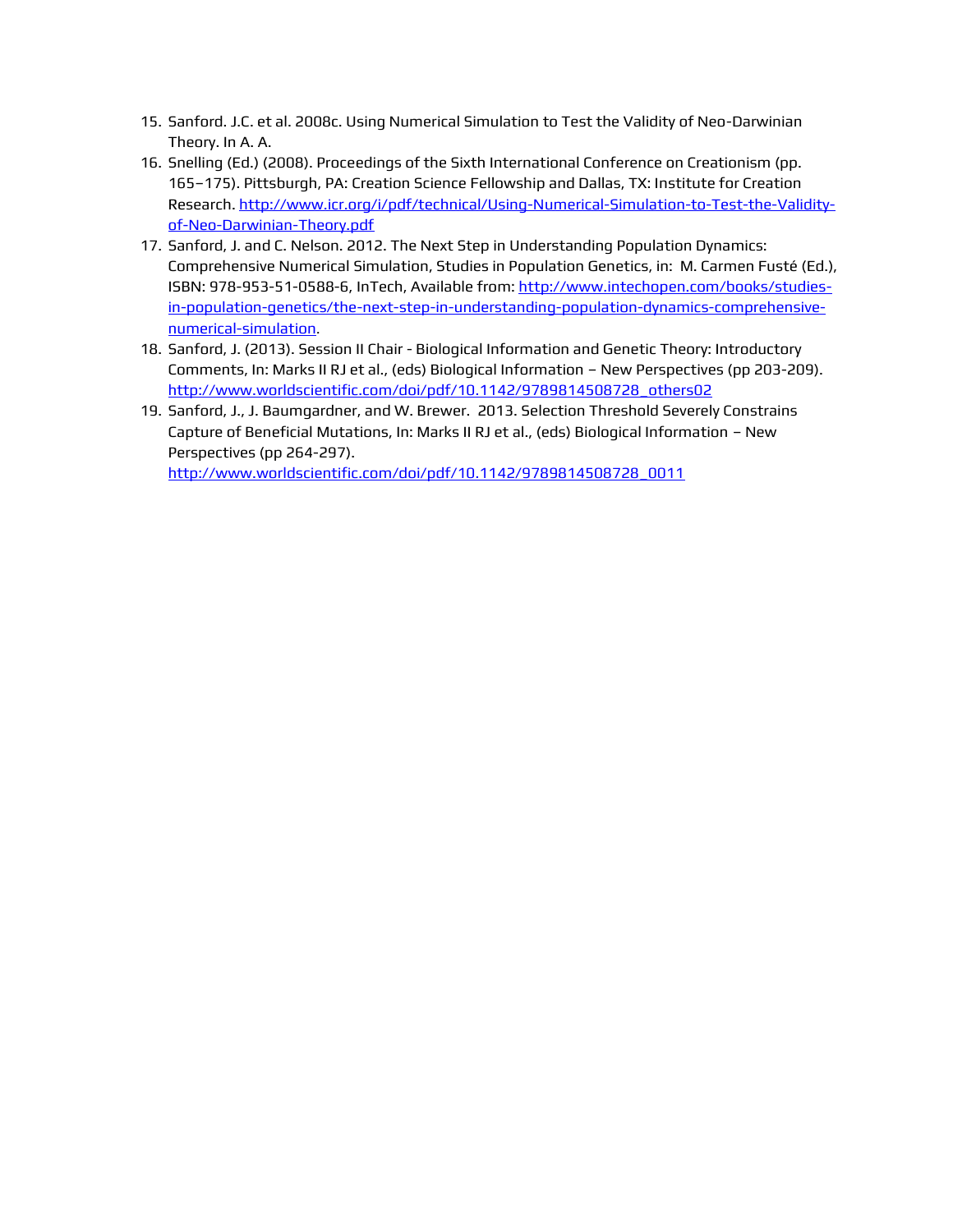15. Sanford. J.C. et al. 2008c. Using Numerical Simulation to Test the Validity of Neo-Darwinian Theory. In A. A.
16. Snelling (Ed.) (2008). Proceedings of the Sixth International Conference on Creationism (pp. 165–175). Pittsburgh, PA: Creation Science Fellowship and Dallas, TX: Institute for Creation Research. http://www.icr.org/i/pdf/technical/Using-Numerical-Simulation-to-Test-the-Validity-of-Neo-Darwinian-Theory.pdf
17. Sanford, J. and C. Nelson. 2012. The Next Step in Understanding Population Dynamics: Comprehensive Numerical Simulation, Studies in Population Genetics, in: M. Carmen Fusté (Ed.), ISBN: 978-953-51-0588-6, InTech, Available from: http://www.intechopen.com/books/studies-in-population-genetics/the-next-step-in-understanding-population-dynamics-comprehensive-numerical-simulation.
18. Sanford, J. (2013). Session II Chair - Biological Information and Genetic Theory: Introductory Comments, In: Marks II RJ et al., (eds) Biological Information – New Perspectives (pp 203-209). http://www.worldscientific.com/doi/pdf/10.1142/9789814508728_others02
19. Sanford, J., J. Baumgardner, and W. Brewer. 2013. Selection Threshold Severely Constrains Capture of Beneficial Mutations, In: Marks II RJ et al., (eds) Biological Information – New Perspectives (pp 264-297). http://www.worldscientific.com/doi/pdf/10.1142/9789814508728_0011